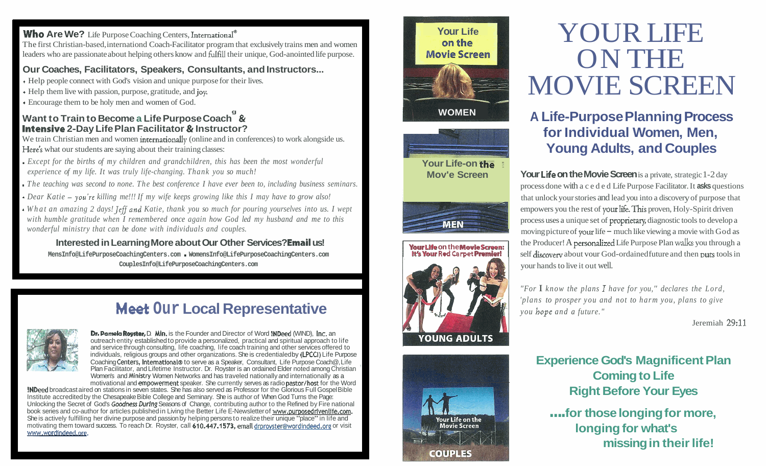**Who Are We?** Life Purpose Coaching Centers, International®
The first Christian-based, internationd Coach-Facilitator program that exclusively trains men and women leaders who are passionate about helping others know and fulfill their unique, God-anointed life purpose.

### Our Coaches, Facilitators, Speakers, Consultants, and Instructors...

- Help people connect with God's vision and unique purpose for their lives.
- Help them live with passion, purpose, gratitude, and joy.
- Encourage them to be holy men and women of God.

### Want to Train to Become a Life Purpose Coach® & Intensive 2-Day Life Plan Facilitator & Instructor?

We train Christian men and women internationally (online and in conferences) to work alongside us. Here's what our students are saying about their training classes:

- *Except for the births of my children and grandchildren, this has been the most wonderful experience of my life. It was truly life-changing. Thank you so much!*
- *The teaching was second to none. The best conference I have ever been to, including business seminars.*
- *Dear Katie – you're killing me!!! If my wife keeps growing like this I may have to grow also!*
- *What an amazing 2 days! Jeff and Katie, thank you so much for pouring yourselves into us. I wept with humble gratitude when I remembered once again how God led my husband and me to this wonderful ministry that can be done with individuals and couples.*

**Interested in Learning More about Our Other Services? Email us!**
MensInfo@LifePurposeCoachingCenters.com . WomensInfo@LifePurposeCoachingCenters.com
CouplesInfo@LifePurposeCoachingCenters.com

## Meet Our Local Representative

**Dr. Pamela Royster,** D. Min. is the Founder and Director of Word INDeed (WIND), Inc. an outreach entity established to provide a personalized, practical and spiritual approach to life and service through consulting, life coaching, life coach training and other services offered to individuals, religious groups and other organizations. She is credentialed by (LPCCI) Life Purpose Coaching Centers, International® to serve as a Speaker, Consultant, Life Purpose Coach®, Life Plan Facilitator, and Lifetime Instructor. Dr. Royster is an ordained Elder noted among Christian Women's and Ministry Women Networks and has traveled nationally and internationally as a motivational and empowerment speaker. She currently serves as radio pastor/host for the Word INDeed broadcast aired on stations in seven states. She has also served as Professor for the Glorious Full Gospel Bible Institute accredited by the Chesapeake Bible College and Seminary. She is author of When God Turns the Page: Unlocking the Secret of God's *Goodness During* Seasons of Change, contributing author to the Refined by Fire national book series and co-author for articles published in Living the Better Life E-Newsletter of www.purposedrivenlife.com. She is actively fulfilling her divine purpose and passion by helping persons to realize their unique "place" in life and motivating them toward success. To reach Dr. Royster, call 610.447.1573, email drproyster@wordindeed.org or visit www.wordindeed.org.

Your Life on the Movie Screen
WOMEN

Your Life-on the Mov'e Screen
MEN

Your Life on the Movie Screen: It's Your Red Carpet Premier!
YOUNG ADULTS

Your Life on the Movie Screen
COUPLES

# YOUR LIFE ON THE MOVIE SCREEN

## A Life-Purpose Planning Process for Individual Women, Men, Young Adults, and Couples

**Your Life on the Movie Screen** is a private, strategic 1-2 day process done with a c e d e d Life Purpose Facilitator. It **asks** questions that unlock your stories and lead you into a discovery of purpose that empowers you the rest of your life. This proven, Holy-Spirit driven process uses a unique set of proprietary diagnostic tools to develop a moving picture of your life – much like viewing a movie with God as the Producer! A personalized Life Purpose Plan walks you through a self discovery about your God-ordained future and then puts tools in your hands to live it out well.

*"For I know the plans I have for you," declares the Lord, 'plans to prosper you and not to harm you, plans to give you hope and a future."*

Jeremiah 29:11

**Experience God's Magnificent Plan Coming to Life Right Before Your Eyes**

**....for those longing for more, longing for what's missing in their life!**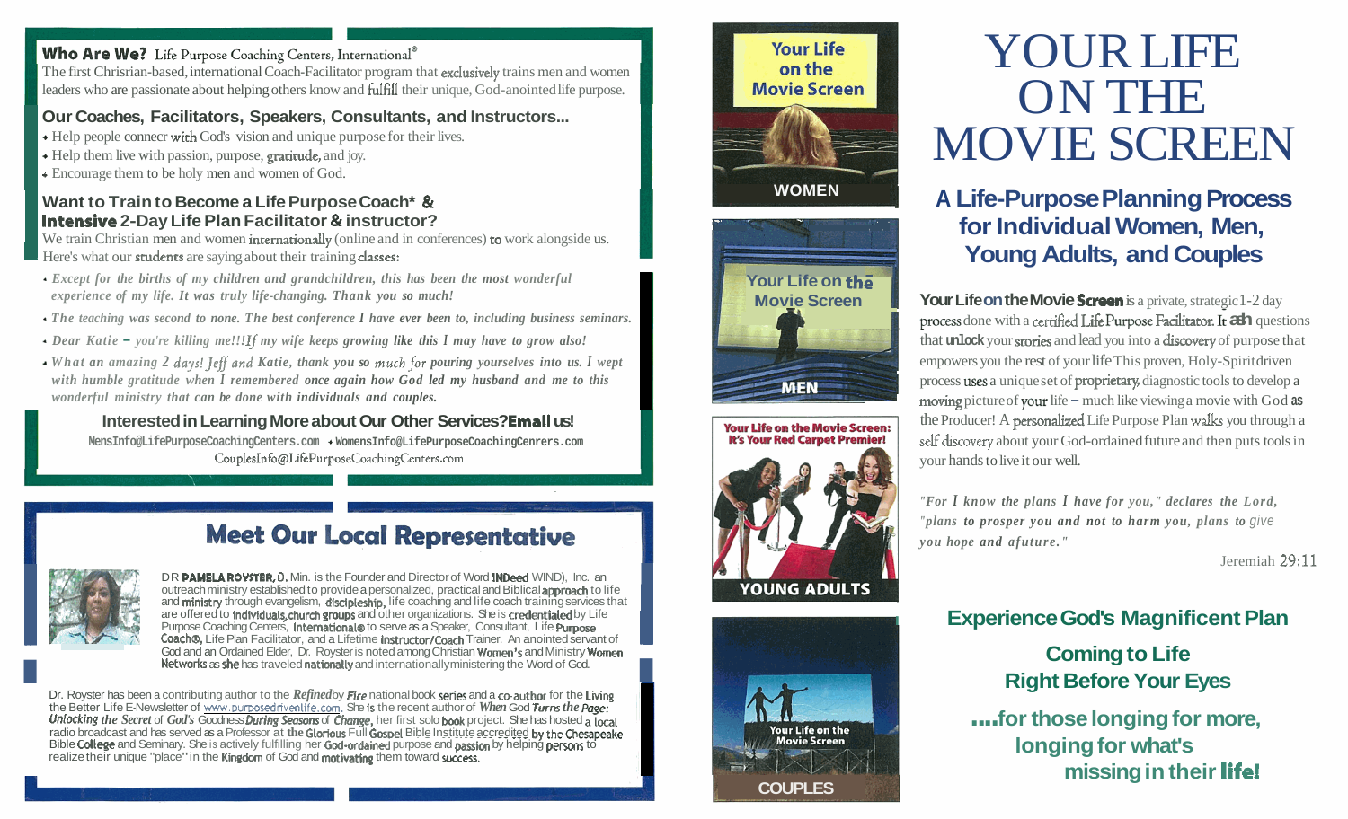**Who Are We?** Life Purpose Coaching Centers, International®

The first Chrisrian-based, international Coach-Facilitator program that exclusively trains men and women leaders who are passionate about helping others know and fulfill their unique, God-anointed life purpose.

### Our Coaches, Facilitators, Speakers, Consultants, and Instructors...

- Help people connecr with God's vision and unique purpose for their lives.
- Help them live with passion, purpose, gratitude, and joy.
- Encourage them to be holy men and women of God.

### Want to Train to Become a Life Purpose Coach* & Intensive 2-Day Life Plan Facilitator & instructor?

We train Christian men and women internationally (online and in conferences) to work alongside us. Here's what our students are saying about their training classes:

- *Except for the births of my children and grandchildren, this has been the most wonderful experience of my life. It was truly life-changing. Thank you so much!*
- *The teaching was second to none. The best conference I have ever been to, including business seminars.*
- *Dear Katie – you're killing me!!!If my wife keeps growing like this I may have to grow also!*
- *What an amazing 2 days! Jeff and Katie, thank you so much for pouring yourselves into us. I wept with humble gratitude when I remembered once again how God led my husband and me to this wonderful ministry that can be done with individuals and couples.*

### Interested in Learning More about Our Other Services? Email us!

MensInfo@LifePurposeCoachingCenters.com • WomensInfo@LifePurposeCoachingCenrers.com
CouplesInfo@LifePurposeCoachingCenters.com

## Meet Our Local Representative

DR **PAMELA ROYSTER, D.** Min. is the Founder and Director of Word INDeed WIND), Inc. an outreach ministry established to provide a personalized, practical and Biblical approach to life and ministry through evangelism, discipleship, life coaching and life coach training services that are offered to individuals, church groups and other organizations. She is credentialed by Life Purpose Coaching Centers, International® to serve as a Speaker, Consultant, Life Purpose Coach®, Life Plan Facilitator, and a Lifetime instructor/Coach Trainer. An anointed servant of God and an Ordained Elder, Dr. Royster is noted among Christian Women's and Ministry Women Networks as she has traveled nationally and internationally ministering the Word of God.

Dr. Royster has been a contributing author to the *Refined* by *Fire* national book series and a co-author for the Living the Better Life E-Newsletter of www.purposedrivenlife.com. She is the recent author of *When* God *Turns the Page: Unlocking the Secret* of *God's* Goodness *During Seasons* of *Change*, her first solo book project. She has hosted a local radio broadcast and has served as a Professor at the Glorious Full Gospel Bible Institute accredited by the Chesapeake Bible College and Seminary. She is actively fulfilling her God-ordained purpose and passion by helping persons to realize their unique "place" in the Kingdom of God and motivating them toward success.

Your Life on the Movie Screen

WOMEN

Your Life on the Movie Screen

MEN

Your Life on the Movie Screen: It's Your Red Carpet Premier!

YOUNG ADULTS

Your Life on the Movie Screen

COUPLES

# YOUR LIFE ON THE MOVIE SCREEN

## A Life-Purpose Planning Process for Individual Women, Men, Young Adults, and Couples

**Your Life on the Movie Screen** is a private, strategic 1-2 day process done with a certified Life Purpose Facilitator. It ash questions that unlock your stories and lead you into a discovery of purpose that empowers you the rest of your life This proven, Holy-Spirit driven process uses a unique set of proprietary, diagnostic tools to develop a moving picture of your life – much like viewing a movie with God as the Producer! A personalized Life Purpose Plan walks you through a self discovery about your God-ordained future and then puts tools in your hands to live it our well.

*"For I know the plans I have for you," declares the Lord, "plans to prosper you and not to harm you, plans to give you hope and a future."*

Jeremiah 29:11

### Experience God's Magnificent Plan

### Coming to Life Right Before Your Eyes

### ....for those longing for more, longing for what's missing in their life!